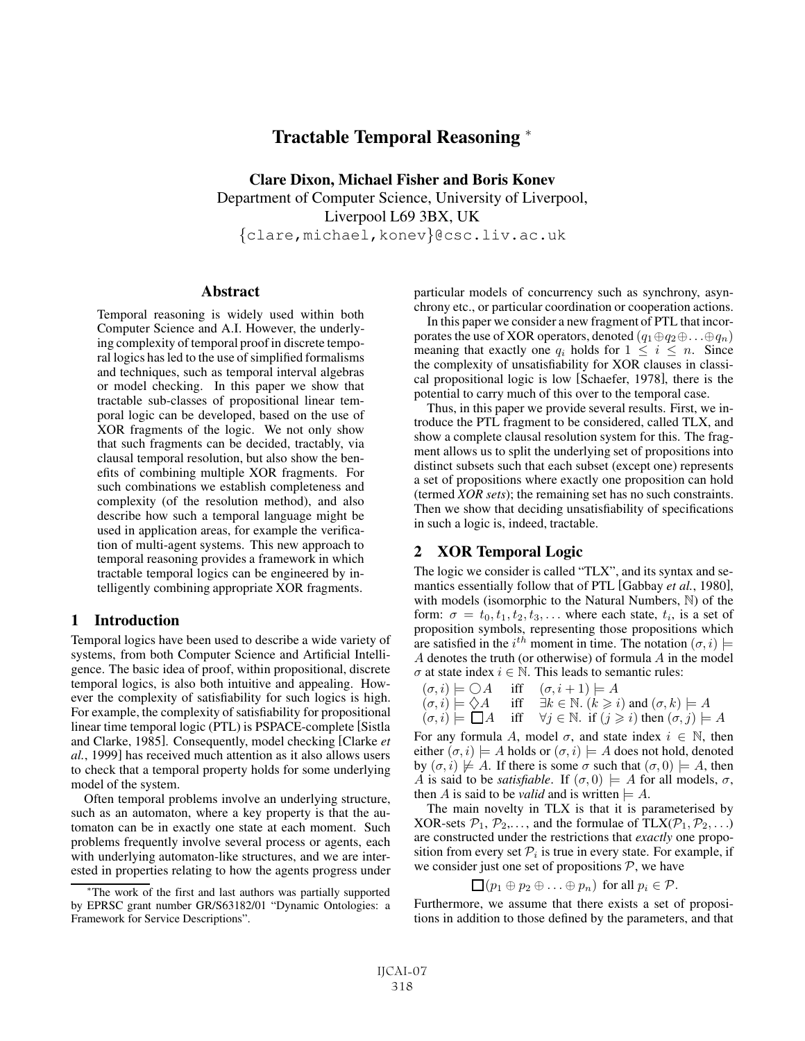# Tractable Temporal Reasoning *

**Clare Dixon, Michael Fisher and Boris Konev**
Department of Computer Science, University of Liverpool,
Liverpool L69 3BX, UK
{clare,michael,konev}@csc.liv.ac.uk

## Abstract

Temporal reasoning is widely used within both Computer Science and A.I. However, the underlying complexity of temporal proof in discrete temporal logics has led to the use of simplified formalisms and techniques, such as temporal interval algebras or model checking. In this paper we show that tractable sub-classes of propositional linear temporal logic can be developed, based on the use of XOR fragments of the logic. We not only show that such fragments can be decided, tractably, via clausal temporal resolution, but also show the benefits of combining multiple XOR fragments. For such combinations we establish completeness and complexity (of the resolution method), and also describe how such a temporal language might be used in application areas, for example the verification of multi-agent systems. This new approach to temporal reasoning provides a framework in which tractable temporal logics can be engineered by intelligently combining appropriate XOR fragments.

## 1 Introduction

Temporal logics have been used to describe a wide variety of systems, from both Computer Science and Artificial Intelligence. The basic idea of proof, within propositional, discrete temporal logics, is also both intuitive and appealing. However the complexity of satisfiability for such logics is high. For example, the complexity of satisfiability for propositional linear time temporal logic (PTL) is PSPACE-complete [Sistla and Clarke, 1985]. Consequently, model checking [Clarke *et al.*, 1999] has received much attention as it also allows users to check that a temporal property holds for some underlying model of the system.

Often temporal problems involve an underlying structure, such as an automaton, where a key property is that the automaton can be in exactly one state at each moment. Such problems frequently involve several process or agents, each with underlying automaton-like structures, and we are interested in properties relating to how the agents progress under particular models of concurrency such as synchrony, asynchrony etc., or particular coordination or cooperation actions.

In this paper we consider a new fragment of PTL that incorporates the use of XOR operators, denoted $(q_1 \oplus q_2 \oplus \ldots \oplus q_n)$ meaning that exactly one $q_i$ holds for $1 \leq i \leq n$. Since the complexity of unsatisfiability for XOR clauses in classical propositional logic is low [Schaefer, 1978], there is the potential to carry much of this over to the temporal case.

Thus, in this paper we provide several results. First, we introduce the PTL fragment to be considered, called TLX, and show a complete clausal resolution system for this. The fragment allows us to split the underlying set of propositions into distinct subsets such that each subset (except one) represents a set of propositions where exactly one proposition can hold (termed *XOR sets*); the remaining set has no such constraints. Then we show that deciding unsatisfiability of specifications in such a logic is, indeed, tractable.

## 2 XOR Temporal Logic

The logic we consider is called "TLX", and its syntax and semantics essentially follow that of PTL [Gabbay *et al.*, 1980], with models (isomorphic to the Natural Numbers, $\mathbb{N}$) of the form: $\sigma = t_0, t_1, t_2, t_3, \ldots$ where each state, $t_i$, is a set of proposition symbols, representing those propositions which are satisfied in the $i^{th}$ moment in time. The notation $(\sigma, i) \models A$ denotes the truth (or otherwise) of formula $A$ in the model $\sigma$ at state index $i \in \mathbb{N}$. This leads to semantic rules:

$$(\sigma, i) \models \bigcirc A \quad \text{iff} \quad (\sigma, i+1) \models A$$
$$(\sigma, i) \models \Diamond A \quad \text{iff} \quad \exists k \in \mathbb{N}.\ (k \geqslant i) \text{ and } (\sigma, k) \models A$$
$$(\sigma, i) \models \Box A \quad \text{iff} \quad \forall j \in \mathbb{N}.\ \text{if } (j \geqslant i) \text{ then } (\sigma, j) \models A$$

For any formula $A$, model $\sigma$, and state index $i \in \mathbb{N}$, then either $(\sigma, i) \models A$ holds or $(\sigma, i) \models A$ does not hold, denoted by $(\sigma, i) \not\models A$. If there is some $\sigma$ such that $(\sigma, 0) \models A$, then $A$ is said to be *satisfiable*. If $(\sigma, 0) \models A$ for all models, $\sigma$, then $A$ is said to be *valid* and is written $\models A$.

The main novelty in TLX is that it is parameterised by XOR-sets $\mathcal{P}_1, \mathcal{P}_2, \ldots$, and the formulae of TLX($\mathcal{P}_1, \mathcal{P}_2, \ldots$) are constructed under the restrictions that *exactly* one proposition from every set $\mathcal{P}_i$ is true in every state. For example, if we consider just one set of propositions $\mathcal{P}$, we have

$$\Box(p_1 \oplus p_2 \oplus \ldots \oplus p_n) \text{ for all } p_i \in \mathcal{P}.$$

Furthermore, we assume that there exists a set of propositions in addition to those defined by the parameters, and that

---

*The work of the first and last authors was partially supported by EPRSC grant number GR/S63182/01 "Dynamic Ontologies: a Framework for Service Descriptions".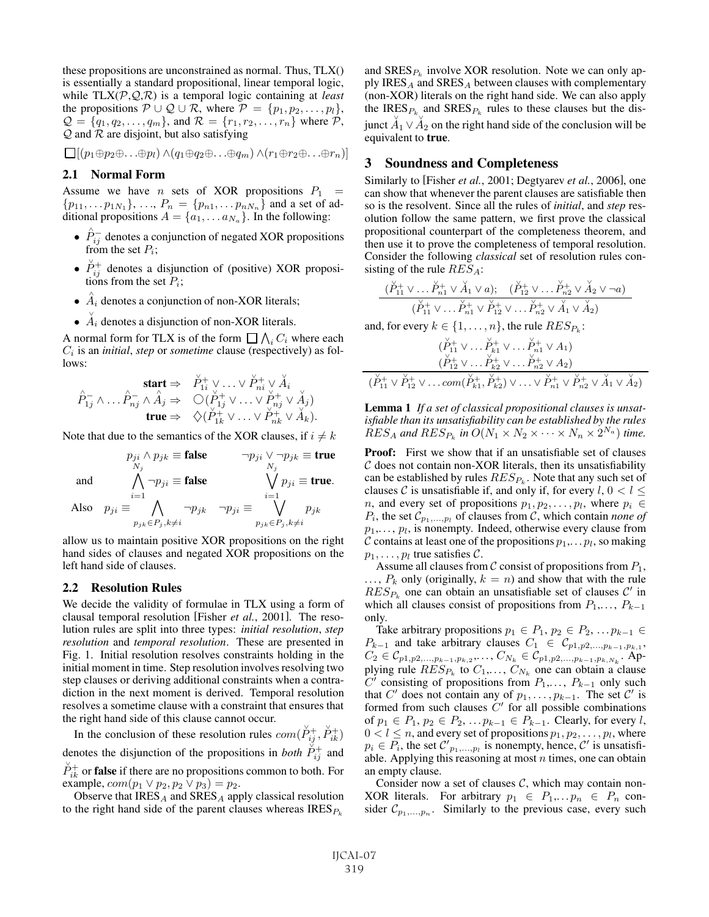these propositions are unconstrained as normal. Thus, TLX() is essentially a standard propositional, linear temporal logic, while TLX($\mathcal{P}$,$\mathcal{Q}$,$\mathcal{R}$) is a temporal logic containing at *least* the propositions $\mathcal{P} \cup \mathcal{Q} \cup \mathcal{R}$, where $\mathcal{P} = \{p_1, p_2, \ldots, p_l\}$, $\mathcal{Q} = \{q_1, q_2, \ldots, q_m\}$, and $\mathcal{R} = \{r_1, r_2, \ldots, r_n\}$ where $\mathcal{P}$, $\mathcal{Q}$ and $\mathcal{R}$ are disjoint, but also satisfying

$$\Box[(p_1 \oplus p_2 \oplus \ldots \oplus p_l) \wedge (q_1 \oplus q_2 \oplus \ldots \oplus q_m) \wedge (r_1 \oplus r_2 \oplus \ldots \oplus r_n)]$$

## 2.1 Normal Form

Assume we have $n$ sets of XOR propositions $P_1 = \{p_{11}, \ldots p_{1N_1}\}$, ..., $P_n = \{p_{n1}, \ldots p_{nN_n}\}$ and a set of additional propositions $A = \{a_1, \ldots a_{N_a}\}$. In the following:

- $\hat{P}^-_{ij}$ denotes a conjunction of negated XOR propositions from the set $P_i$;
- $\check{P}^+_{ij}$ denotes a disjunction of (positive) XOR propositions from the set $P_i$;
- $\hat{A}_i$ denotes a conjunction of non-XOR literals;
- $\check{A}_i$ denotes a disjunction of non-XOR literals.

A normal form for TLX is of the form $\Box \bigwedge_i C_i$ where each $C_i$ is an *initial*, *step* or *sometime* clause (respectively) as follows:

$$\begin{array}{rcl} \textbf{start} & \Rightarrow & \check{P}^+_{1i} \vee \ldots \vee \check{P}^+_{ni} \vee \check{A}_i \\ \hat{P}^-_{1j} \wedge \ldots \hat{P}^-_{nj} \wedge \hat{A}_j & \Rightarrow & \bigcirc(\check{P}^+_{1j} \vee \ldots \vee \check{P}^+_{nj} \vee \check{A}_j) \\ \textbf{true} & \Rightarrow & \Diamond(\check{P}^+_{1k} \vee \ldots \vee \check{P}^+_{nk} \vee \check{A}_k). \end{array}$$

Note that due to the semantics of the XOR clauses, if $i \neq k$

$$\begin{array}{lcc} & p_{ji} \wedge p_{jk} \equiv \textbf{false} & \neg p_{ji} \vee \neg p_{jk} \equiv \textbf{true} \\ \text{and} & \displaystyle\bigwedge_{i=1}^{N_j} \neg p_{ji} \equiv \textbf{false} & \displaystyle\bigvee_{i=1}^{N_j} p_{ji} \equiv \textbf{true}. \\ \text{Also} & p_{ji} \equiv \displaystyle\bigwedge_{p_{jk} \in P_j, k \neq i} \neg p_{jk} & \neg p_{ji} \equiv \displaystyle\bigvee_{p_{jk} \in P_j, k \neq i} p_{jk} \end{array}$$

allow us to maintain positive XOR propositions on the right hand sides of clauses and negated XOR propositions on the left hand side of clauses.

## 2.2 Resolution Rules

We decide the validity of formulae in TLX using a form of clausal temporal resolution [Fisher *et al.*, 2001]. The resolution rules are split into three types: *initial resolution*, *step resolution* and *temporal resolution*. These are presented in Fig. 1. Initial resolution resolves constraints holding in the initial moment in time. Step resolution involves resolving two step clauses or deriving additional constraints when a contradiction in the next moment is derived. Temporal resolution resolves a sometime clause with a constraint that ensures that the right hand side of this clause cannot occur.

In the conclusion of these resolution rules $com(\check{P}^+_{ij}, \check{P}^+_{ik})$ denotes the disjunction of the propositions in *both* $\check{P}^+_{ij}$ and $\check{P}^+_{ik}$ or **false** if there are no propositions common to both. For example, $com(p_1 \vee p_2, p_2 \vee p_3) = p_2$.

Observe that IRES$_A$ and SRES$_A$ apply classical resolution to the right hand side of the parent clauses whereas IRES$_{P_k}$ and SRES$_{P_k}$ involve XOR resolution. Note we can only apply IRES$_A$ and SRES$_A$ between clauses with complementary (non-XOR) literals on the right hand side. We can also apply the IRES$_{P_k}$ and SRES$_{P_k}$ rules to these clauses but the disjunct $\check{A}_1 \vee \check{A}_2$ on the right hand side of the conclusion will be equivalent to **true**.

# 3 Soundness and Completeness

Similarly to [Fisher *et al.*, 2001; Degtyarev *et al.*, 2006], one can show that whenever the parent clauses are satisfiable then so is the resolvent. Since all the rules of *initial*, and *step* resolution follow the same pattern, we first prove the classical propositional counterpart of the completeness theorem, and then use it to prove the completeness of temporal resolution. Consider the following *classical* set of resolution rules consisting of the rule $RES_A$:

$$\frac{(\check{P}^+_{11} \vee \ldots \check{P}^+_{n1} \vee \check{A}_1 \vee a); \quad (\check{P}^+_{12} \vee \ldots \check{P}^+_{n2} \vee \check{A}_2 \vee \neg a)}{(\check{P}^+_{11} \vee \ldots \check{P}^+_{n1} \vee \check{P}^+_{12} \vee \ldots \check{P}^+_{n2} \vee \check{A}_1 \vee \check{A}_2)}$$

and, for every $k \in \{1, \ldots, n\}$, the rule $RES_{P_k}$:

$$\frac{\begin{array}{c}(\check{P}^+_{11} \vee \ldots \check{P}^+_{k1} \vee \ldots \check{P}^+_{n1} \vee A_1) \\ (\check{P}^+_{12} \vee \ldots \check{P}^+_{k2} \vee \ldots \check{P}^+_{n2} \vee A_2)\end{array}}{(\check{P}^+_{11} \vee \check{P}^+_{12} \vee \ldots com(\check{P}^+_{k1}, \check{P}^+_{k2}) \vee \ldots \vee \check{P}^+_{n1} \vee \check{P}^+_{n2} \vee \check{A}_1 \vee \check{A}_2)}$$

**Lemma 1** *If a set of classical propositional clauses is unsatisfiable than its unsatisfiability can be established by the rules $RES_A$ and $RES_{P_k}$ in $O(N_1 \times N_2 \times \cdots \times N_n \times 2^{N_a})$ time.*

**Proof:** First we show that if an unsatisfiable set of clauses $\mathcal{C}$ does not contain non-XOR literals, then its unsatisfiability can be established by rules $RES_{P_k}$. Note that any such set of clauses $\mathcal{C}$ is unsatisfiable if, and only if, for every $l$, $0 < l \leq n$, and every set of propositions $p_1, p_2, \ldots, p_l$, where $p_i \in P_i$, the set $\mathcal{C}_{p_1,\ldots,p_l}$ of clauses from $\mathcal{C}$, which contain *none of* $p_1$,..., $p_l$, is nonempty. Indeed, otherwise every clause from $\mathcal{C}$ contains at least one of the propositions $p_1$,... $p_l$, so making $p_1, \ldots, p_l$ true satisfies $\mathcal{C}$.

Assume all clauses from $\mathcal{C}$ consist of propositions from $P_1$, ..., $P_k$ only (originally, $k = n$) and show that with the rule $RES_{P_k}$ one can obtain an unsatisfiable set of clauses $\mathcal{C}'$ in which all clauses consist of propositions from $P_1$,..., $P_{k-1}$ only.

Take arbitrary propositions $p_1 \in P_1$, $p_2 \in P_2$, $\ldots p_{k-1} \in P_{k-1}$ and take arbitrary clauses $C_1 \in \mathcal{C}_{p1,p2,\ldots,p_{k-1},p_{k,1}}$, $C_2 \in \mathcal{C}_{p1,p2,\ldots,p_{k-1},p_{k,2}}$,..., $C_{N_k} \in \mathcal{C}_{p1,p2,\ldots,p_{k-1},p_{k,N_k}}$. Applying rule $RES_{P_k}$ to $C_1$,..., $C_{N_k}$ one can obtain a clause $C'$ consisting of propositions from $P_1$,..., $P_{k-1}$ only such that $C'$ does not contain any of $p_1, \ldots, p_{k-1}$. The set $\mathcal{C}'$ is formed from such clauses $C'$ for all possible combinations of $p_1 \in P_1$, $p_2 \in P_2$, $\ldots p_{k-1} \in P_{k-1}$. Clearly, for every $l$, $0 < l \leq n$, and every set of propositions $p_1, p_2, \ldots, p_l$, where $p_i \in P_i$, the set $\mathcal{C}'_{p_1,\ldots,p_l}$ is nonempty, hence, $\mathcal{C}'$ is unsatisfiable. Applying this reasoning at most $n$ times, one can obtain an empty clause.

Consider now a set of clauses $\mathcal{C}$, which may contain non-XOR literals. For arbitrary $p_1 \in P_1$,... $p_n \in P_n$ consider $\mathcal{C}_{p_1,\ldots,p_n}$. Similarly to the previous case, every such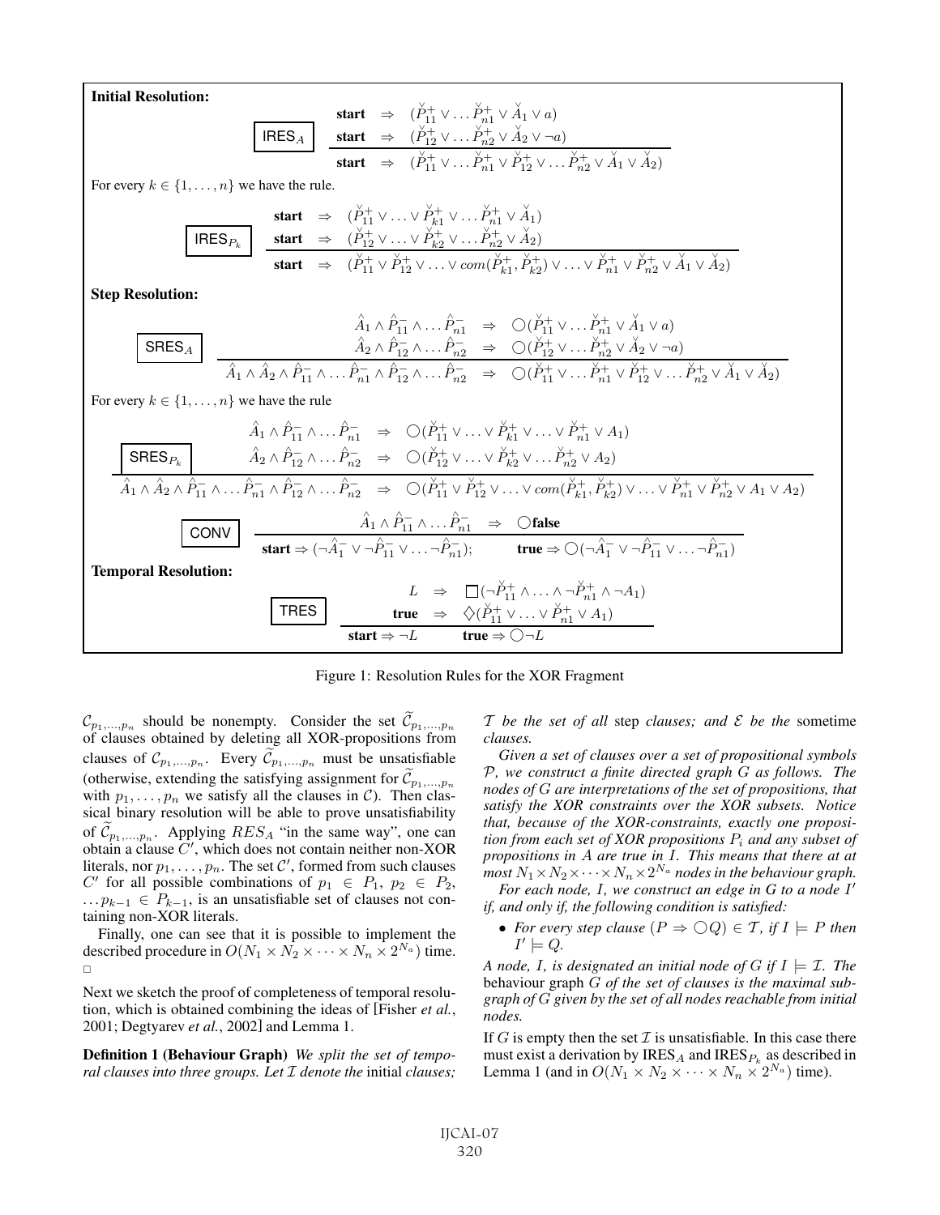**Initial Resolution:**

$$\boxed{\mathsf{IRES}_A}\quad \frac{\begin{array}{lll}\textbf{start} & \Rightarrow & (\check{P}^+_{11} \vee \ldots \check{P}^+_{n1} \vee \check{A}_1 \vee a) \\ \textbf{start} & \Rightarrow & (\check{P}^+_{12} \vee \ldots \check{P}^+_{n2} \vee \check{A}_2 \vee \neg a)\end{array}}{\textbf{start} \;\Rightarrow\; (\check{P}^+_{11} \vee \ldots \check{P}^+_{n1} \vee \check{P}^+_{12} \vee \ldots \check{P}^+_{n2} \vee \check{A}_1 \vee \check{A}_2)}$$

For every $k \in \{1, \ldots, n\}$ we have the rule.

$$\boxed{\mathsf{IRES}_{P_k}}\quad \frac{\begin{array}{lll}\textbf{start} & \Rightarrow & (\check{P}^+_{11} \vee \ldots \vee \check{P}^+_{k1} \vee \ldots \check{P}^+_{n1} \vee \check{A}_1) \\ \textbf{start} & \Rightarrow & (\check{P}^+_{12} \vee \ldots \vee \check{P}^+_{k2} \vee \ldots \check{P}^+_{n2} \vee \check{A}_2)\end{array}}{\textbf{start} \;\Rightarrow\; (\check{P}^+_{11} \vee \check{P}^+_{12} \vee \ldots \vee com(\check{P}^+_{k1}, \check{P}^+_{k2}) \vee \ldots \vee \check{P}^+_{n1} \vee \check{P}^+_{n2} \vee \check{A}_1 \vee \check{A}_2)}$$

**Step Resolution:**

$$\boxed{\mathsf{SRES}_A}\quad \frac{\begin{array}{lll}\hat{A}_1 \wedge \hat{P}^-_{11} \wedge \ldots \hat{P}^-_{n1} & \Rightarrow & \bigcirc(\check{P}^+_{11} \vee \ldots \check{P}^+_{n1} \vee \check{A}_1 \vee a) \\ \hat{A}_2 \wedge \hat{P}^-_{12} \wedge \ldots \hat{P}^-_{n2} & \Rightarrow & \bigcirc(\check{P}^+_{12} \vee \ldots \check{P}^+_{n2} \vee \check{A}_2 \vee \neg a)\end{array}}{\hat{A}_1 \wedge \hat{A}_2 \wedge \hat{P}^-_{11} \wedge \ldots \hat{P}^-_{n1} \wedge \hat{P}^-_{12} \wedge \ldots \hat{P}^-_{n2} \;\Rightarrow\; \bigcirc(\check{P}^+_{11} \vee \ldots \check{P}^+_{n1} \vee \check{P}^+_{12} \vee \ldots \check{P}^+_{n2} \vee \check{A}_1 \vee \check{A}_2)}$$

For every $k \in \{1, \ldots, n\}$ we have the rule

$$\boxed{\mathsf{SRES}_{P_k}}\quad \frac{\begin{array}{lll}\hat{A}_1 \wedge \hat{P}^-_{11} \wedge \ldots \hat{P}^-_{n1} & \Rightarrow & \bigcirc(\check{P}^+_{11} \vee \ldots \vee \check{P}^+_{k1} \vee \ldots \vee \check{P}^+_{n1} \vee A_1) \\ \hat{A}_2 \wedge \hat{P}^-_{12} \wedge \ldots \hat{P}^-_{n2} & \Rightarrow & \bigcirc(\check{P}^+_{12} \vee \ldots \vee \check{P}^+_{k2} \vee \ldots \check{P}^+_{n2} \vee A_2)\end{array}}{\hat{A}_1 \wedge \hat{A}_2 \wedge \hat{P}^-_{11} \wedge \ldots \hat{P}^-_{n1} \wedge \hat{P}^-_{12} \wedge \ldots \hat{P}^-_{n2} \;\Rightarrow\; \bigcirc(\check{P}^+_{11} \vee \check{P}^+_{12} \vee \ldots \vee com(\check{P}^+_{k1}, \check{P}^+_{k2}) \vee \ldots \vee \check{P}^+_{n1} \vee \check{P}^+_{n2} \vee A_1 \vee A_2)}$$

$$\boxed{\mathsf{CONV}}\quad \frac{\hat{A}_1 \wedge \hat{P}^-_{11} \wedge \ldots \hat{P}^-_{n1} \;\Rightarrow\; \bigcirc\textbf{false}}{\textbf{start} \Rightarrow (\neg\hat{A}^-_1 \vee \neg\hat{P}^-_{11} \vee \ldots \neg\hat{P}^-_{n1}); \qquad \textbf{true} \Rightarrow \bigcirc(\neg\hat{A}^-_1 \vee \neg\hat{P}^-_{11} \vee \ldots \neg\hat{P}^-_{n1})}$$

**Temporal Resolution:**

$$\boxed{\mathsf{TRES}}\quad \frac{\begin{array}{lll}L & \Rightarrow & \Box(\neg\check{P}^+_{11} \wedge \ldots \wedge \neg\check{P}^+_{n1} \wedge \neg A_1) \\ \textbf{true} & \Rightarrow & \Diamond(\check{P}^+_{11} \vee \ldots \vee \check{P}^+_{n1} \vee A_1)\end{array}}{\textbf{start} \Rightarrow \neg L \qquad \textbf{true} \Rightarrow \bigcirc\neg L}$$

Figure 1: Resolution Rules for the XOR Fragment

$\mathcal{C}_{p_1,\ldots,p_n}$ should be nonempty. Consider the set $\widetilde{\mathcal{C}}_{p_1,\ldots,p_n}$ of clauses obtained by deleting all XOR-propositions from clauses of $\mathcal{C}_{p_1,\ldots,p_n}$. Every $\widetilde{\mathcal{C}}_{p_1,\ldots,p_n}$ must be unsatisfiable (otherwise, extending the satisfying assignment for $\widetilde{\mathcal{C}}_{p_1,\ldots,p_n}$ with $p_1, \ldots, p_n$ we satisfy all the clauses in $\mathcal{C}$). Then classical binary resolution will be able to prove unsatisfiability of $\widetilde{\mathcal{C}}_{p_1,\ldots,p_n}$. Applying $RES_A$ "in the same way", one can obtain a clause $C'$, which does not contain neither non-XOR literals, nor $p_1, \ldots, p_n$. The set $\mathcal{C}'$, formed from such clauses $C'$ for all possible combinations of $p_1 \in P_1$, $p_2 \in P_2$, $\ldots p_{k-1} \in P_{k-1}$, is an unsatisfiable set of clauses not containing non-XOR literals.

Finally, one can see that it is possible to implement the described procedure in $O(N_1 \times N_2 \times \cdots \times N_n \times 2^{N_a})$ time. □

Next we sketch the proof of completeness of temporal resolution, which is obtained combining the ideas of [Fisher *et al.*, 2001; Degtyarev *et al.*, 2002] and Lemma 1.

**Definition 1 (Behaviour Graph)** *We split the set of temporal clauses into three groups. Let $\mathcal{I}$ denote the* initial *clauses; $\mathcal{T}$ be the set of all* step *clauses; and $\mathcal{E}$ be the* sometime *clauses.*

*Given a set of clauses over a set of propositional symbols $\mathcal{P}$, we construct a finite directed graph $G$ as follows. The nodes of $G$ are interpretations of the set of propositions, that satisfy the XOR constraints over the XOR subsets. Notice that, because of the XOR-constraints, exactly one proposition from each set of XOR propositions $P_i$ and any subset of propositions in $A$ are true in $I$. This means that there at at most $N_1 \times N_2 \times \cdots \times N_n \times 2^{N_a}$ nodes in the behaviour graph.*

*For each node, $I$, we construct an edge in $G$ to a node $I'$ if, and only if, the following condition is satisfied:*

- *For every step clause $(P \Rightarrow \bigcirc Q) \in \mathcal{T}$, if $I \models P$ then $I' \models Q$.*

*A node, $I$, is designated an initial node of $G$ if $I \models \mathcal{I}$. The* behaviour graph *$G$ of the set of clauses is the maximal subgraph of $G$ given by the set of all nodes reachable from initial nodes.*

If $G$ is empty then the set $\mathcal{I}$ is unsatisfiable. In this case there must exist a derivation by $\mathsf{IRES}_A$ and $\mathsf{IRES}_{P_k}$ as described in Lemma 1 (and in $O(N_1 \times N_2 \times \cdots \times N_n \times 2^{N_a})$ time).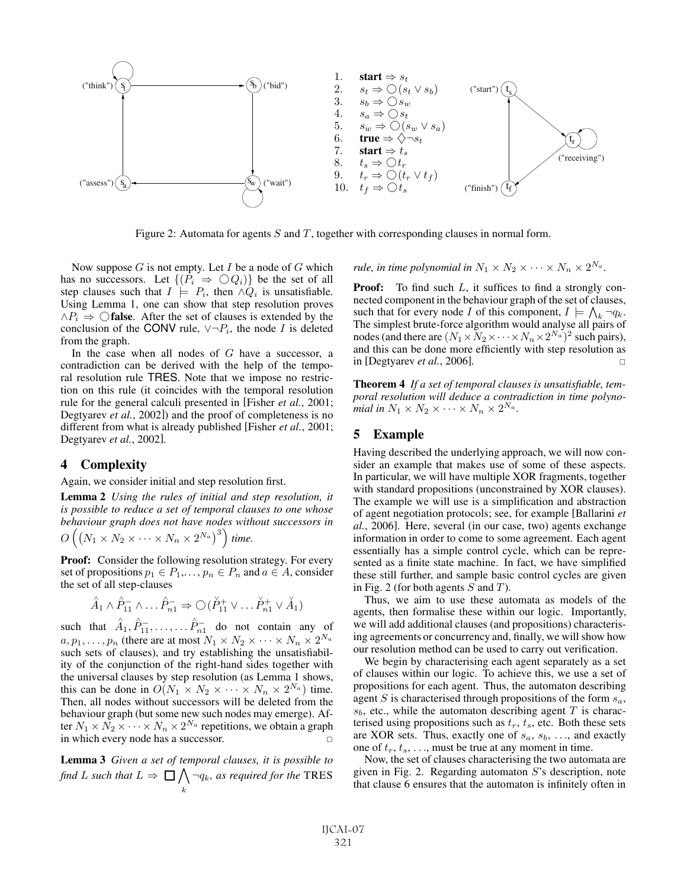1. $\textbf{start} \Rightarrow s_t$
2. $s_t \Rightarrow \bigcirc(s_t \vee s_b)$
3. $s_b \Rightarrow \bigcirc s_w$
4. $s_a \Rightarrow \bigcirc s_t$
5. $s_w \Rightarrow \bigcirc(s_w \vee s_a)$
6. $\textbf{true} \Rightarrow \Diamond \neg s_t$
7. $\textbf{start} \Rightarrow t_s$
8. $t_s \Rightarrow \bigcirc t_r$
9. $t_r \Rightarrow \bigcirc(t_r \vee t_f)$
10. $t_f \Rightarrow \bigcirc t_s$

Figure 2: Automata for agents $S$ and $T$, together with corresponding clauses in normal form.

Now suppose $G$ is not empty. Let $I$ be a node of $G$ which has no successors. Let $\{(P_i \Rightarrow \bigcirc Q_i)\}$ be the set of all step clauses such that $I \models P_i$, then $\wedge Q_i$ is unsatisfiable. Using Lemma 1, one can show that step resolution proves $\wedge P_i \Rightarrow \bigcirc\textbf{false}$. After the set of clauses is extended by the conclusion of the CONV rule, $\vee \neg P_i$, the node $I$ is deleted from the graph.

In the case when all nodes of $G$ have a successor, a contradiction can be derived with the help of the temporal resolution rule TRES. Note that we impose no restriction on this rule (it coincides with the temporal resolution rule for the general calculi presented in [Fisher *et al.*, 2001; Degtyarev *et al.*, 2002]) and the proof of completeness is no different from what is already published [Fisher *et al.*, 2001; Degtyarev *et al.*, 2002].

## 4 Complexity

Again, we consider initial and step resolution first.

**Lemma 2** *Using the rules of initial and step resolution, it is possible to reduce a set of temporal clauses to one whose behaviour graph does not have nodes without successors in* $O\left(\left(N_1 \times N_2 \times \cdots \times N_n \times 2^{N_a}\right)^3\right)$ *time.*

**Proof:** Consider the following resolution strategy. For every set of propositions $p_1 \in P_1, \ldots, p_n \in P_n$ and $a \in A$, consider the set of all step-clauses

$$\hat{A}_1 \wedge \hat{P}^-_{11} \wedge \ldots \hat{P}^-_{n1} \Rightarrow \bigcirc(\check{P}^+_{11} \vee \ldots \check{P}^+_{n1} \vee \check{A}_1)$$

such that $\hat{A}_1, \hat{P}^-_{11}, \ldots, \ldots \hat{P}^-_{n1}$ do not contain any of $a, p_1, \ldots, p_n$ (there are at most $N_1 \times N_2 \times \cdots \times N_n \times 2^{N_a}$ such sets of clauses), and try establishing the unsatisfiability of the conjunction of the right-hand sides together with the universal clauses by step resolution (as Lemma 1 shows, this can be done in $O(N_1 \times N_2 \times \cdots \times N_n \times 2^{N_a})$ time. Then, all nodes without successors will be deleted from the behaviour graph (but some new such nodes may emerge). After $N_1 \times N_2 \times \cdots \times N_n \times 2^{N_a}$ repetitions, we obtain a graph in which every node has a successor. $\square$

**Lemma 3** *Given a set of temporal clauses, it is possible to find $L$ such that $L \Rightarrow \square \bigwedge_k \neg q_k$, as required for the* TRES *rule, in time polynomial in $N_1 \times N_2 \times \cdots \times N_n \times 2^{N_a}$.*

**Proof:** To find such $L$, it suffices to find a strongly connected component in the behaviour graph of the set of clauses, such that for every node $I$ of this component, $I \models \bigwedge_k \neg q_k$. The simplest brute-force algorithm would analyse all pairs of nodes (and there are $(N_1 \times N_2 \times \cdots \times N_n \times 2^{N_a})^2$ such pairs), and this can be done more efficiently with step resolution as in [Degtyarev *et al.*, 2006]. $\square$

**Theorem 4** *If a set of temporal clauses is unsatisfiable, temporal resolution will deduce a contradiction in time polynomial in $N_1 \times N_2 \times \cdots \times N_n \times 2^{N_a}$.*

## 5 Example

Having described the underlying approach, we will now consider an example that makes use of some of these aspects. In particular, we will have multiple XOR fragments, together with standard propositions (unconstrained by XOR clauses). The example we will use is a simplification and abstraction of agent negotiation protocols; see, for example [Ballarini *et al.*, 2006]. Here, several (in our case, two) agents exchange information in order to come to some agreement. Each agent essentially has a simple control cycle, which can be represented as a finite state machine. In fact, we have simplified these still further, and sample basic control cycles are given in Fig. 2 (for both agents $S$ and $T$).

Thus, we aim to use these automata as models of the agents, then formalise these within our logic. Importantly, we will add additional clauses (and propositions) characterising agreements or concurrency and, finally, we will show how our resolution method can be used to carry out verification.

We begin by characterising each agent separately as a set of clauses within our logic. To achieve this, we use a set of propositions for each agent. Thus, the automaton describing agent $S$ is characterised through propositions of the form $s_a$, $s_b$, etc., while the automaton describing agent $T$ is characterised using propositions such as $t_r$, $t_s$, etc. Both these sets are XOR sets. Thus, exactly one of $s_a$, $s_b$, ..., and exactly one of $t_r$, $t_s$, ..., must be true at any moment in time.

Now, the set of clauses characterising the two automata are given in Fig. 2. Regarding automaton $S$'s description, note that clause 6 ensures that the automaton is infinitely often in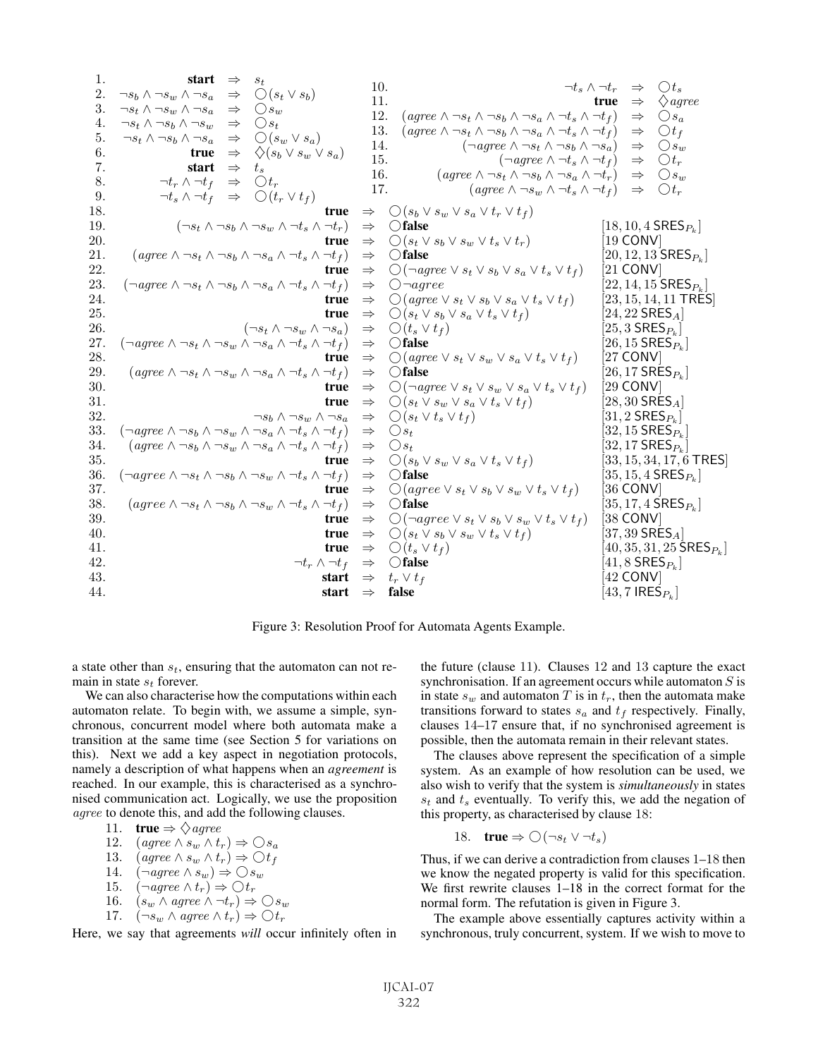| | | | | |
|---|---|---|---|---|
| 1. | **start** | $\Rightarrow$ | $s_t$ | |
| 2. | $\neg s_b \wedge \neg s_w \wedge \neg s_a$ | $\Rightarrow$ | $\bigcirc(s_t \vee s_b)$ | |
| 3. | $\neg s_t \wedge \neg s_w \wedge \neg s_a$ | $\Rightarrow$ | $\bigcirc s_w$ | |
| 4. | $\neg s_t \wedge \neg s_b \wedge \neg s_w$ | $\Rightarrow$ | $\bigcirc s_t$ | |
| 5. | $\neg s_t \wedge \neg s_b \wedge \neg s_a$ | $\Rightarrow$ | $\bigcirc(s_w \vee s_a)$ | |
| 6. | **true** | $\Rightarrow$ | $\Diamond(s_b \vee s_w \vee s_a)$ | |
| 7. | **start** | $\Rightarrow$ | $t_s$ | |
| 8. | $\neg t_r \wedge \neg t_f$ | $\Rightarrow$ | $\bigcirc t_r$ | |
| 9. | $\neg t_s \wedge \neg t_f$ | $\Rightarrow$ | $\bigcirc(t_r \vee t_f)$ | |
| 10. | $\neg t_s \wedge \neg t_r$ | $\Rightarrow$ | $\bigcirc t_s$ | |
| 11. | **true** | $\Rightarrow$ | $\Diamond agree$ | |
| 12. | $(agree \wedge \neg s_t \wedge \neg s_b \wedge \neg s_a \wedge \neg t_s \wedge \neg t_f)$ | $\Rightarrow$ | $\bigcirc s_a$ | |
| 13. | $(agree \wedge \neg s_t \wedge \neg s_b \wedge \neg s_a \wedge \neg t_s \wedge \neg t_f)$ | $\Rightarrow$ | $\bigcirc t_f$ | |
| 14. | $(\neg agree \wedge \neg s_t \wedge \neg s_b \wedge \neg s_a)$ | $\Rightarrow$ | $\bigcirc s_w$ | |
| 15. | $(\neg agree \wedge \neg t_s \wedge \neg t_f)$ | $\Rightarrow$ | $\bigcirc t_r$ | |
| 16. | $(agree \wedge \neg s_t \wedge \neg s_b \wedge \neg s_a \wedge \neg t_r)$ | $\Rightarrow$ | $\bigcirc s_w$ | |
| 17. | $(agree \wedge \neg s_w \wedge \neg t_s \wedge \neg t_f)$ | $\Rightarrow$ | $\bigcirc t_r$ | |
| 18. | **true** | $\Rightarrow$ | $\bigcirc(s_b \vee s_w \vee s_a \vee t_r \vee t_f)$ | |
| 19. | $(\neg s_t \wedge \neg s_b \wedge \neg s_w \wedge \neg t_s \wedge \neg t_r)$ | $\Rightarrow$ | $\bigcirc$**false** | $[18, 10, 4\ \mathsf{SRES}_{P_k}]$ |
| 20. | **true** | $\Rightarrow$ | $\bigcirc(s_t \vee s_b \vee s_w \vee t_s \vee t_r)$ | [19 CONV] |
| 21. | $(agree \wedge \neg s_t \wedge \neg s_b \wedge \neg s_a \wedge \neg t_s \wedge \neg t_f)$ | $\Rightarrow$ | $\bigcirc$**false** | $[20, 12, 13\ \mathsf{SRES}_{P_k}]$ |
| 22. | **true** | $\Rightarrow$ | $\bigcirc(\neg agree \vee s_t \vee s_b \vee s_a \vee t_s \vee t_f)$ | [21 CONV] |
| 23. | $(\neg agree \wedge \neg s_t \wedge \neg s_b \wedge \neg s_a \wedge \neg t_s \wedge \neg t_f)$ | $\Rightarrow$ | $\bigcirc \neg agree$ | $[22, 14, 15\ \mathsf{SRES}_{P_k}]$ |
| 24. | **true** | $\Rightarrow$ | $\bigcirc(agree \vee s_t \vee s_b \vee s_a \vee t_s \vee t_f)$ | [23, 15, 14, 11 TRES] |
| 25. | **true** | $\Rightarrow$ | $\bigcirc(s_t \vee s_b \vee s_a \vee t_s \vee t_f)$ | $[24, 22\ \mathsf{SRES}_A]$ |
| 26. | $(\neg s_t \wedge \neg s_w \wedge \neg s_a)$ | $\Rightarrow$ | $\bigcirc(t_s \vee t_f)$ | $[25, 3\ \mathsf{SRES}_{P_k}]$ |
| 27. | $(\neg agree \wedge \neg s_t \wedge \neg s_w \wedge \neg s_a \wedge \neg t_s \wedge \neg t_f)$ | $\Rightarrow$ | $\bigcirc$**false** | $[26, 15\ \mathsf{SRES}_{P_k}]$ |
| 28. | **true** | $\Rightarrow$ | $\bigcirc(agree \vee s_t \vee s_w \vee s_a \vee t_s \vee t_f)$ | [27 CONV] |
| 29. | $(agree \wedge \neg s_t \wedge \neg s_w \wedge \neg s_a \wedge \neg t_s \wedge \neg t_f)$ | $\Rightarrow$ | $\bigcirc$**false** | $[26, 17\ \mathsf{SRES}_{P_k}]$ |
| 30. | **true** | $\Rightarrow$ | $\bigcirc(\neg agree \vee s_t \vee s_w \vee s_a \vee t_s \vee t_f)$ | [29 CONV] |
| 31. | **true** | $\Rightarrow$ | $\bigcirc(s_t \vee s_w \vee s_a \vee t_s \vee t_f)$ | $[28, 30\ \mathsf{SRES}_A]$ |
| 32. | $\neg s_b \wedge \neg s_w \wedge \neg s_a$ | $\Rightarrow$ | $\bigcirc(s_t \vee t_s \vee t_f)$ | $[31, 2\ \mathsf{SRES}_{P_k}]$ |
| 33. | $(\neg agree \wedge \neg s_b \wedge \neg s_w \wedge \neg s_a \wedge \neg t_s \wedge \neg t_f)$ | $\Rightarrow$ | $\bigcirc s_t$ | $[32, 15\ \mathsf{SRES}_{P_k}]$ |
| 34. | $(agree \wedge \neg s_b \wedge \neg s_w \wedge \neg s_a \wedge \neg t_s \wedge \neg t_f)$ | $\Rightarrow$ | $\bigcirc s_t$ | $[32, 17\ \mathsf{SRES}_{P_k}]$ |
| 35. | **true** | $\Rightarrow$ | $\bigcirc(s_b \vee s_w \vee s_a \vee t_s \vee t_f)$ | [33, 15, 34, 17, 6 TRES] |
| 36. | $(\neg agree \wedge \neg s_t \wedge \neg s_b \wedge \neg s_w \wedge \neg t_s \wedge \neg t_f)$ | $\Rightarrow$ | $\bigcirc$**false** | $[35, 15, 4\ \mathsf{SRES}_{P_k}]$ |
| 37. | **true** | $\Rightarrow$ | $\bigcirc(agree \vee s_t \vee s_b \vee s_w \vee t_s \vee t_f)$ | [36 CONV] |
| 38. | $(agree \wedge \neg s_t \wedge \neg s_b \wedge \neg s_w \wedge \neg t_s \wedge \neg t_f)$ | $\Rightarrow$ | $\bigcirc$**false** | $[35, 17, 4\ \mathsf{SRES}_{P_k}]$ |
| 39. | **true** | $\Rightarrow$ | $\bigcirc(\neg agree \vee s_t \vee s_b \vee s_w \vee t_s \vee t_f)$ | [38 CONV] |
| 40. | **true** | $\Rightarrow$ | $\bigcirc(s_t \vee s_b \vee s_w \vee t_s \vee t_f)$ | $[37, 39\ \mathsf{SRES}_A]$ |
| 41. | **true** | $\Rightarrow$ | $\bigcirc(t_s \vee t_f)$ | $[40, 35, 31, 25\ \mathsf{SRES}_{P_k}]$ |
| 42. | $\neg t_r \wedge \neg t_f$ | $\Rightarrow$ | $\bigcirc$**false** | $[41, 8\ \mathsf{SRES}_{P_k}]$ |
| 43. | **start** | $\Rightarrow$ | $t_r \vee t_f$ | [42 CONV] |
| 44. | **start** | $\Rightarrow$ | **false** | $[43, 7\ \mathsf{IRES}_{P_k}]$ |

Figure 3: Resolution Proof for Automata Agents Example.

a state other than $s_t$, ensuring that the automaton can not remain in state $s_t$ forever.

We can also characterise how the computations within each automaton relate. To begin with, we assume a simple, synchronous, concurrent model where both automata make a transition at the same time (see Section 5 for variations on this). Next we add a key aspect in negotiation protocols, namely a description of what happens when an *agreement* is reached. In our example, this is characterised as a synchronised communication act. Logically, we use the proposition *agree* to denote this, and add the following clauses.

11. **true** $\Rightarrow \Diamond agree$
12. $(agree \wedge s_w \wedge t_r) \Rightarrow \bigcirc s_a$
13. $(agree \wedge s_w \wedge t_r) \Rightarrow \bigcirc t_f$
14. $(\neg agree \wedge s_w) \Rightarrow \bigcirc s_w$
15. $(\neg agree \wedge t_r) \Rightarrow \bigcirc t_r$
16. $(s_w \wedge agree \wedge \neg t_r) \Rightarrow \bigcirc s_w$
17. $(\neg s_w \wedge agree \wedge t_r) \Rightarrow \bigcirc t_r$

Here, we say that agreements *will* occur infinitely often in the future (clause 11). Clauses 12 and 13 capture the exact synchronisation. If an agreement occurs while automaton $S$ is in state $s_w$ and automaton $T$ is in $t_r$, then the automata make transitions forward to states $s_a$ and $t_f$ respectively. Finally, clauses 14–17 ensure that, if no synchronised agreement is possible, then the automata remain in their relevant states.

The clauses above represent the specification of a simple system. As an example of how resolution can be used, we also wish to verify that the system is *simultaneously* in states $s_t$ and $t_s$ eventually. To verify this, we add the negation of this property, as characterised by clause 18:

18. **true** $\Rightarrow \bigcirc(\neg s_t \vee \neg t_s)$

Thus, if we can derive a contradiction from clauses 1–18 then we know the negated property is valid for this specification. We first rewrite clauses 1–18 in the correct format for the normal form. The refutation is given in Figure 3.

The example above essentially captures activity within a synchronous, truly concurrent, system. If we wish to move to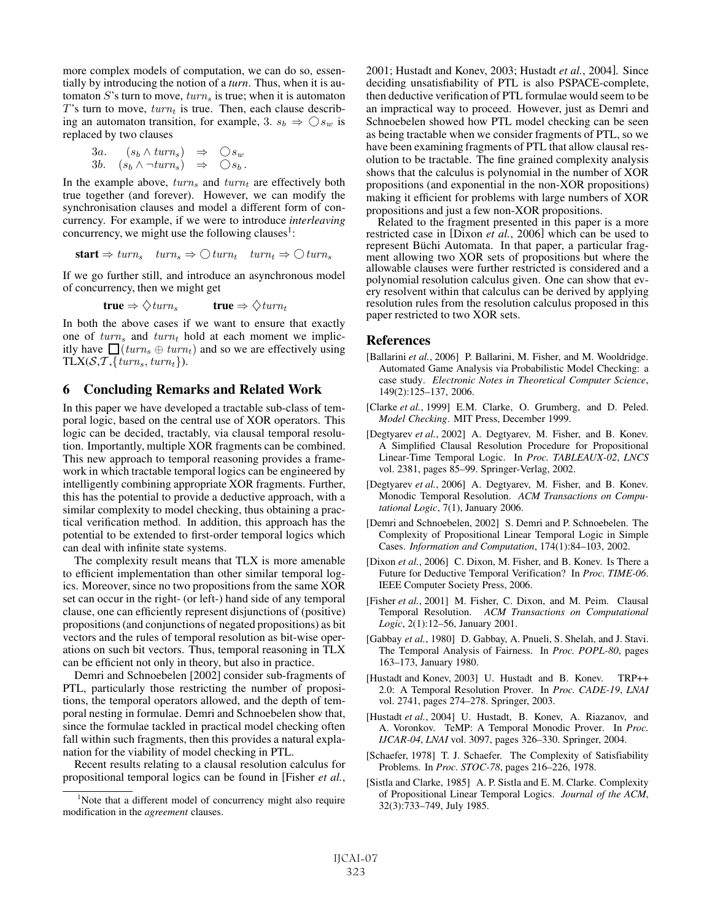more complex models of computation, we can do so, essentially by introducing the notion of a *turn*. Thus, when it is automaton $S$'s turn to move, $turn_s$ is true; when it is automaton $T$'s turn to move, $turn_t$ is true. Then, each clause describing an automaton transition, for example, 3. $s_b \Rightarrow \bigcirc s_w$ is replaced by two clauses

$$
\begin{array}{lrcl}
3a. & (s_b \wedge turn_s) & \Rightarrow & \bigcirc s_w \\
3b. & (s_b \wedge \neg turn_s) & \Rightarrow & \bigcirc s_b .
\end{array}
$$

In the example above, $turn_s$ and $turn_t$ are effectively both true together (and forever). However, we can modify the synchronisation clauses and model a different form of concurrency. For example, if we were to introduce *interleaving* concurrency, we might use the following clauses[1]:

$$
\textbf{start} \Rightarrow turn_s \quad turn_s \Rightarrow \bigcirc\, turn_t \quad turn_t \Rightarrow \bigcirc\, turn_s
$$

If we go further still, and introduce an asynchronous model of concurrency, then we might get

$$
\textbf{true} \Rightarrow \Diamond turn_s \qquad \textbf{true} \Rightarrow \Diamond turn_t
$$

In both the above cases if we want to ensure that exactly one of $turn_s$ and $turn_t$ hold at each moment we implicitly have $\Box(turn_s \oplus turn_t)$ and so we are effectively using TLX($\mathcal{S}$,$\mathcal{T}$,$\{turn_s, turn_t\}$).

## 6 Concluding Remarks and Related Work

In this paper we have developed a tractable sub-class of temporal logic, based on the central use of XOR operators. This logic can be decided, tractably, via clausal temporal resolution. Importantly, multiple XOR fragments can be combined. This new approach to temporal reasoning provides a framework in which tractable temporal logics can be engineered by intelligently combining appropriate XOR fragments. Further, this has the potential to provide a deductive approach, with a similar complexity to model checking, thus obtaining a practical verification method. In addition, this approach has the potential to be extended to first-order temporal logics which can deal with infinite state systems.

The complexity result means that TLX is more amenable to efficient implementation than other similar temporal logics. Moreover, since no two propositions from the same XOR set can occur in the right- (or left-) hand side of any temporal clause, one can efficiently represent disjunctions of (positive) propositions (and conjunctions of negated propositions) as bit vectors and the rules of temporal resolution as bit-wise operations on such bit vectors. Thus, temporal reasoning in TLX can be efficient not only in theory, but also in practice.

Demri and Schnoebelen [2002] consider sub-fragments of PTL, particularly those restricting the number of propositions, the temporal operators allowed, and the depth of temporal nesting in formulae. Demri and Schnoebelen show that, since the formulae tackled in practical model checking often fall within such fragments, then this provides a natural explanation for the viability of model checking in PTL.

Recent results relating to a clausal resolution calculus for propositional temporal logics can be found in [Fisher *et al.*, 2001; Hustadt and Konev, 2003; Hustadt *et al.*, 2004]. Since deciding unsatisfiability of PTL is also PSPACE-complete, then deductive verification of PTL formulae would seem to be an impractical way to proceed. However, just as Demri and Schnoebelen showed how PTL model checking can be seen as being tractable when we consider fragments of PTL, so we have been examining fragments of PTL that allow clausal resolution to be tractable. The fine grained complexity analysis shows that the calculus is polynomial in the number of XOR propositions (and exponential in the non-XOR propositions) making it efficient for problems with large numbers of XOR propositions and just a few non-XOR propositions.

Related to the fragment presented in this paper is a more restricted case in [Dixon *et al.*, 2006] which can be used to represent Büchi Automata. In that paper, a particular fragment allowing two XOR sets of propositions but where the allowable clauses were further restricted is considered and a polynomial resolution calculus given. One can show that every resolvent within that calculus can be derived by applying resolution rules from the resolution calculus proposed in this paper restricted to two XOR sets.

[1] Note that a different model of concurrency might also require modification in the *agreement* clauses.

## References

[Ballarini *et al.*, 2006] P. Ballarini, M. Fisher, and M. Wooldridge. Automated Game Analysis via Probabilistic Model Checking: a case study. *Electronic Notes in Theoretical Computer Science*, 149(2):125–137, 2006.

[Clarke *et al.*, 1999] E.M. Clarke, O. Grumberg, and D. Peled. *Model Checking*. MIT Press, December 1999.

[Degtyarev *et al.*, 2002] A. Degtyarev, M. Fisher, and B. Konev. A Simplified Clausal Resolution Procedure for Propositional Linear-Time Temporal Logic. In *Proc. TABLEAUX-02*, *LNCS* vol. 2381, pages 85–99. Springer-Verlag, 2002.

[Degtyarev *et al.*, 2006] A. Degtyarev, M. Fisher, and B. Konev. Monodic Temporal Resolution. *ACM Transactions on Computational Logic*, 7(1), January 2006.

[Demri and Schnoebelen, 2002] S. Demri and P. Schnoebelen. The Complexity of Propositional Linear Temporal Logic in Simple Cases. *Information and Computation*, 174(1):84–103, 2002.

[Dixon *et al.*, 2006] C. Dixon, M. Fisher, and B. Konev. Is There a Future for Deductive Temporal Verification? In *Proc. TIME-06*. IEEE Computer Society Press, 2006.

[Fisher *et al.*, 2001] M. Fisher, C. Dixon, and M. Peim. Clausal Temporal Resolution. *ACM Transactions on Computational Logic*, 2(1):12–56, January 2001.

[Gabbay *et al.*, 1980] D. Gabbay, A. Pnueli, S. Shelah, and J. Stavi. The Temporal Analysis of Fairness. In *Proc. POPL-80*, pages 163–173, January 1980.

[Hustadt and Konev, 2003] U. Hustadt and B. Konev. TRP++ 2.0: A Temporal Resolution Prover. In *Proc. CADE-19*, *LNAI* vol. 2741, pages 274–278. Springer, 2003.

[Hustadt *et al.*, 2004] U. Hustadt, B. Konev, A. Riazanov, and A. Voronkov. TeMP: A Temporal Monodic Prover. In *Proc. IJCAR-04*, *LNAI* vol. 3097, pages 326–330. Springer, 2004.

[Schaefer, 1978] T. J. Schaefer. The Complexity of Satisfiability Problems. In *Proc. STOC-78*, pages 216–226, 1978.

[Sistla and Clarke, 1985] A. P. Sistla and E. M. Clarke. Complexity of Propositional Linear Temporal Logics. *Journal of the ACM*, 32(3):733–749, July 1985.